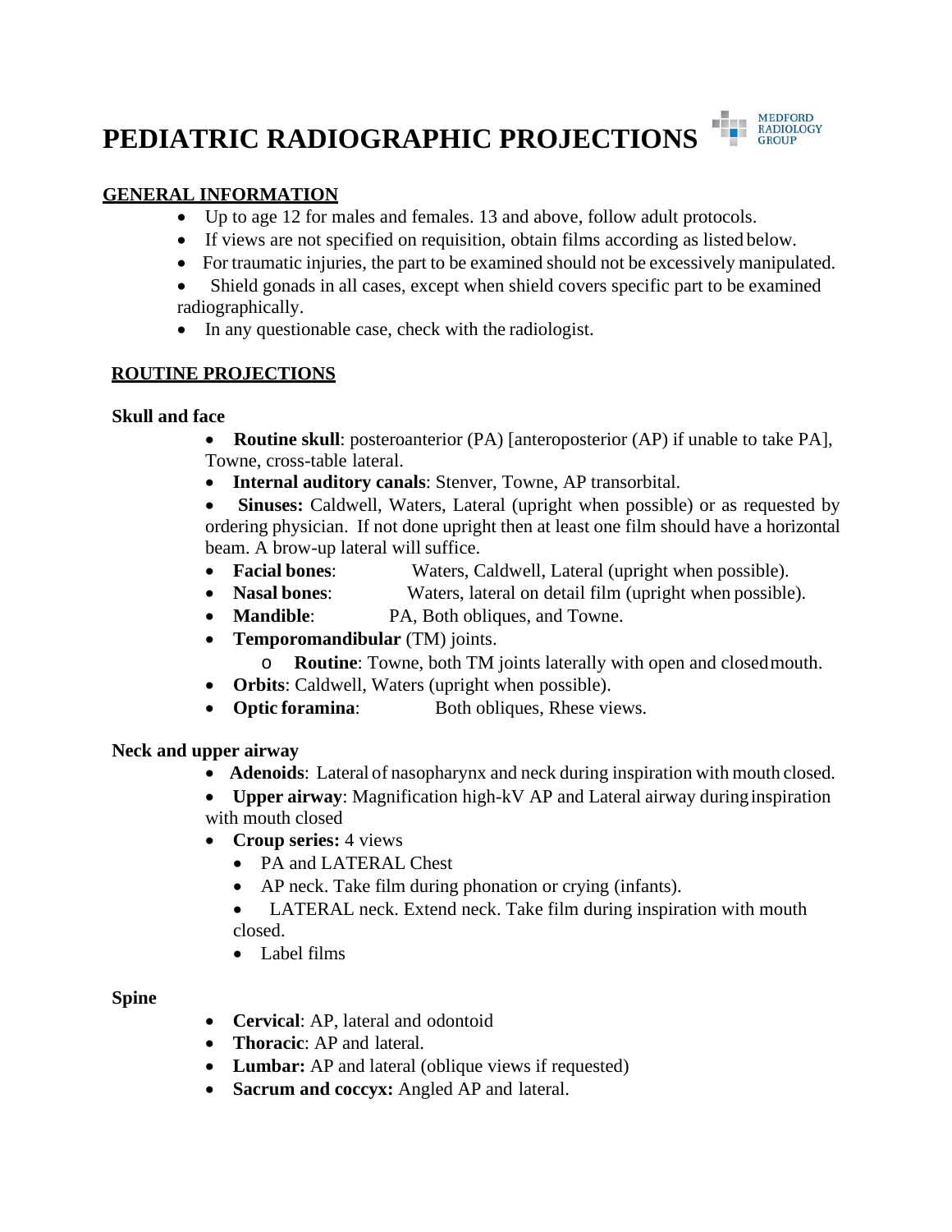# PEDIATRIC RADIOGRAPHIC PROJECTIONS

MEDFORD RADIOLOGY GROUP

## GENERAL INFORMATION

- Up to age 12 for males and females. 13 and above, follow adult protocols.
- If views are not specified on requisition, obtain films according as listed below.
- For traumatic injuries, the part to be examined should not be excessively manipulated.
- Shield gonads in all cases, except when shield covers specific part to be examined radiographically.
- In any questionable case, check with the radiologist.

## ROUTINE PROJECTIONS

### Skull and face

- **Routine skull**: posteroanterior (PA) [anteroposterior (AP) if unable to take PA], Towne, cross-table lateral.
- **Internal auditory canals**: Stenver, Towne, AP transorbital.
- **Sinuses:** Caldwell, Waters, Lateral (upright when possible) or as requested by ordering physician. If not done upright then at least one film should have a horizontal beam. A brow-up lateral will suffice.
- **Facial bones**: Waters, Caldwell, Lateral (upright when possible).
- **Nasal bones**: Waters, lateral on detail film (upright when possible).
- **Mandible**: PA, Both obliques, and Towne.
- **Temporomandibular** (TM) joints.
  - **Routine**: Towne, both TM joints laterally with open and closed mouth.
- **Orbits**: Caldwell, Waters (upright when possible).
- **Optic foramina**: Both obliques, Rhese views.

### Neck and upper airway

- **Adenoids**: Lateral of nasopharynx and neck during inspiration with mouth closed.
- **Upper airway**: Magnification high-kV AP and Lateral airway during inspiration with mouth closed
- **Croup series:** 4 views
  - PA and LATERAL Chest
  - AP neck. Take film during phonation or crying (infants).
  - LATERAL neck. Extend neck. Take film during inspiration with mouth closed.
  - Label films

### Spine

- **Cervical**: AP, lateral and odontoid
- **Thoracic**: AP and lateral.
- **Lumbar:** AP and lateral (oblique views if requested)
- **Sacrum and coccyx:** Angled AP and lateral.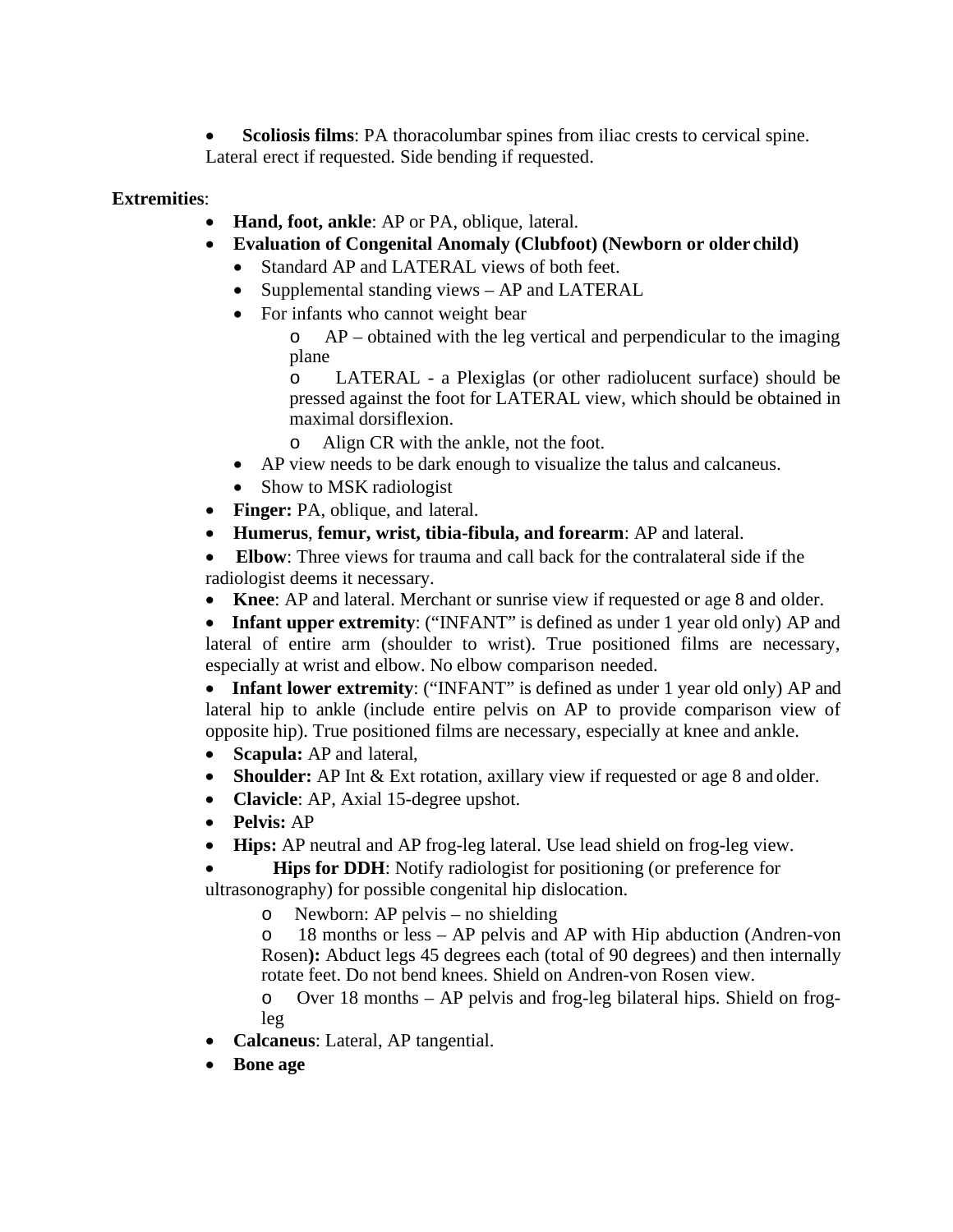- **Scoliosis films**: PA thoracolumbar spines from iliac crests to cervical spine. Lateral erect if requested. Side bending if requested.

**Extremities**:

- **Hand, foot, ankle**: AP or PA, oblique, lateral.
- **Evaluation of Congenital Anomaly (Clubfoot) (Newborn or older child)**
  - Standard AP and LATERAL views of both feet.
  - Supplemental standing views – AP and LATERAL
  - For infants who cannot weight bear
    - AP – obtained with the leg vertical and perpendicular to the imaging plane
    - LATERAL - a Plexiglas (or other radiolucent surface) should be pressed against the foot for LATERAL view, which should be obtained in maximal dorsiflexion.
    - Align CR with the ankle, not the foot.
  - AP view needs to be dark enough to visualize the talus and calcaneus.
  - Show to MSK radiologist
- **Finger:** PA, oblique, and lateral.
- **Humerus**, **femur, wrist, tibia-fibula, and forearm**: AP and lateral.
- **Elbow**: Three views for trauma and call back for the contralateral side if the radiologist deems it necessary.
- **Knee**: AP and lateral. Merchant or sunrise view if requested or age 8 and older.
- **Infant upper extremity**: ("INFANT" is defined as under 1 year old only) AP and lateral of entire arm (shoulder to wrist). True positioned films are necessary, especially at wrist and elbow. No elbow comparison needed.
- **Infant lower extremity**: ("INFANT" is defined as under 1 year old only) AP and lateral hip to ankle (include entire pelvis on AP to provide comparison view of opposite hip). True positioned films are necessary, especially at knee and ankle.
- **Scapula:** AP and lateral,
- **Shoulder:** AP Int & Ext rotation, axillary view if requested or age 8 and older.
- **Clavicle**: AP, Axial 15-degree upshot.
- **Pelvis:** AP
- **Hips:** AP neutral and AP frog-leg lateral. Use lead shield on frog-leg view.
- **Hips for DDH**: Notify radiologist for positioning (or preference for ultrasonography) for possible congenital hip dislocation.
  - Newborn: AP pelvis – no shielding
  - 18 months or less – AP pelvis and AP with Hip abduction (Andren-von Rosen**):** Abduct legs 45 degrees each (total of 90 degrees) and then internally rotate feet. Do not bend knees. Shield on Andren-von Rosen view.
  - Over 18 months – AP pelvis and frog-leg bilateral hips. Shield on frog-leg
- **Calcaneus**: Lateral, AP tangential.
- **Bone age**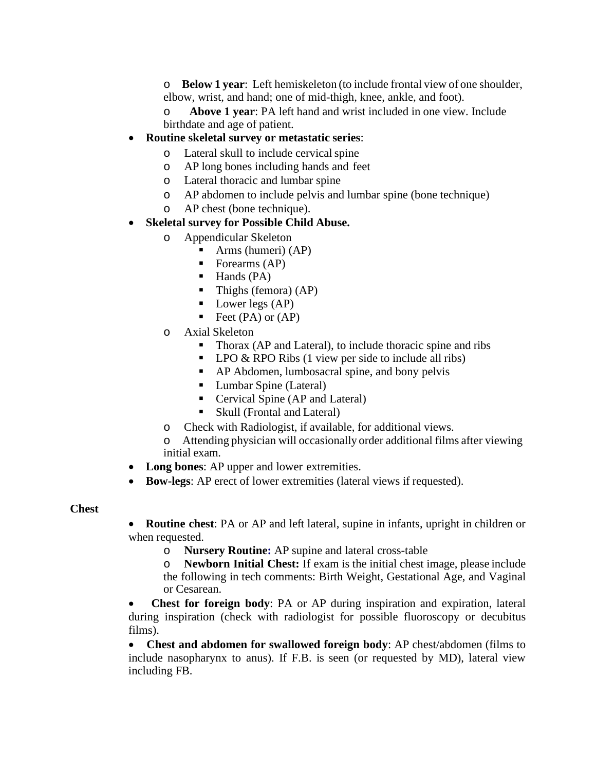- **Below 1 year**: Left hemiskeleton (to include frontal view of one shoulder, elbow, wrist, and hand; one of mid-thigh, knee, ankle, and foot).
  - **Above 1 year**: PA left hand and wrist included in one view. Include birthdate and age of patient.
- **Routine skeletal survey or metastatic series**:
  - Lateral skull to include cervical spine
  - AP long bones including hands and feet
  - Lateral thoracic and lumbar spine
  - AP abdomen to include pelvis and lumbar spine (bone technique)
  - AP chest (bone technique).
- **Skeletal survey for Possible Child Abuse.**
  - Appendicular Skeleton
    - Arms (humeri) (AP)
    - Forearms (AP)
    - Hands (PA)
    - Thighs (femora) (AP)
    - Lower legs (AP)
    - Feet (PA) or (AP)
  - Axial Skeleton
    - Thorax (AP and Lateral), to include thoracic spine and ribs
    - LPO & RPO Ribs (1 view per side to include all ribs)
    - AP Abdomen, lumbosacral spine, and bony pelvis
    - Lumbar Spine (Lateral)
    - Cervical Spine (AP and Lateral)
    - Skull (Frontal and Lateral)
  - Check with Radiologist, if available, for additional views.
  - Attending physician will occasionally order additional films after viewing initial exam.
- **Long bones**: AP upper and lower extremities.
- **Bow-legs**: AP erect of lower extremities (lateral views if requested).

**Chest**

- **Routine chest**: PA or AP and left lateral, supine in infants, upright in children or when requested.
  - **Nursery Routine:** AP supine and lateral cross-table
  - **Newborn Initial Chest:** If exam is the initial chest image, please include the following in tech comments: Birth Weight, Gestational Age, and Vaginal or Cesarean.
- **Chest for foreign body**: PA or AP during inspiration and expiration, lateral during inspiration (check with radiologist for possible fluoroscopy or decubitus films).
- **Chest and abdomen for swallowed foreign body**: AP chest/abdomen (films to include nasopharynx to anus). If F.B. is seen (or requested by MD), lateral view including FB.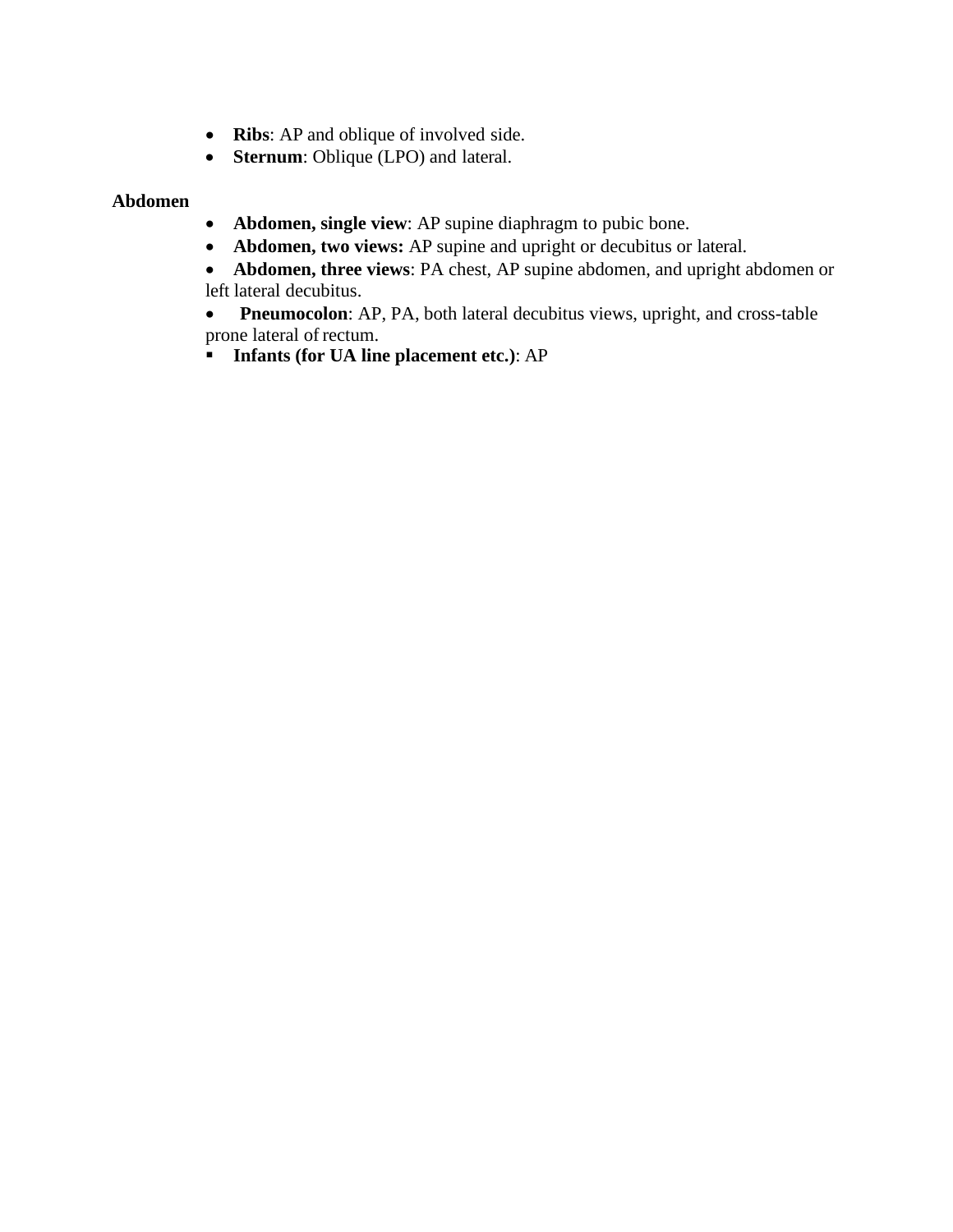- **Ribs**: AP and oblique of involved side.
- **Sternum**: Oblique (LPO) and lateral.

**Abdomen**

- **Abdomen, single view**: AP supine diaphragm to pubic bone.
- **Abdomen, two views:** AP supine and upright or decubitus or lateral.
- **Abdomen, three views**: PA chest, AP supine abdomen, and upright abdomen or left lateral decubitus.
- **Pneumocolon**: AP, PA, both lateral decubitus views, upright, and cross-table prone lateral of rectum.
  - **Infants (for UA line placement etc.)**: AP